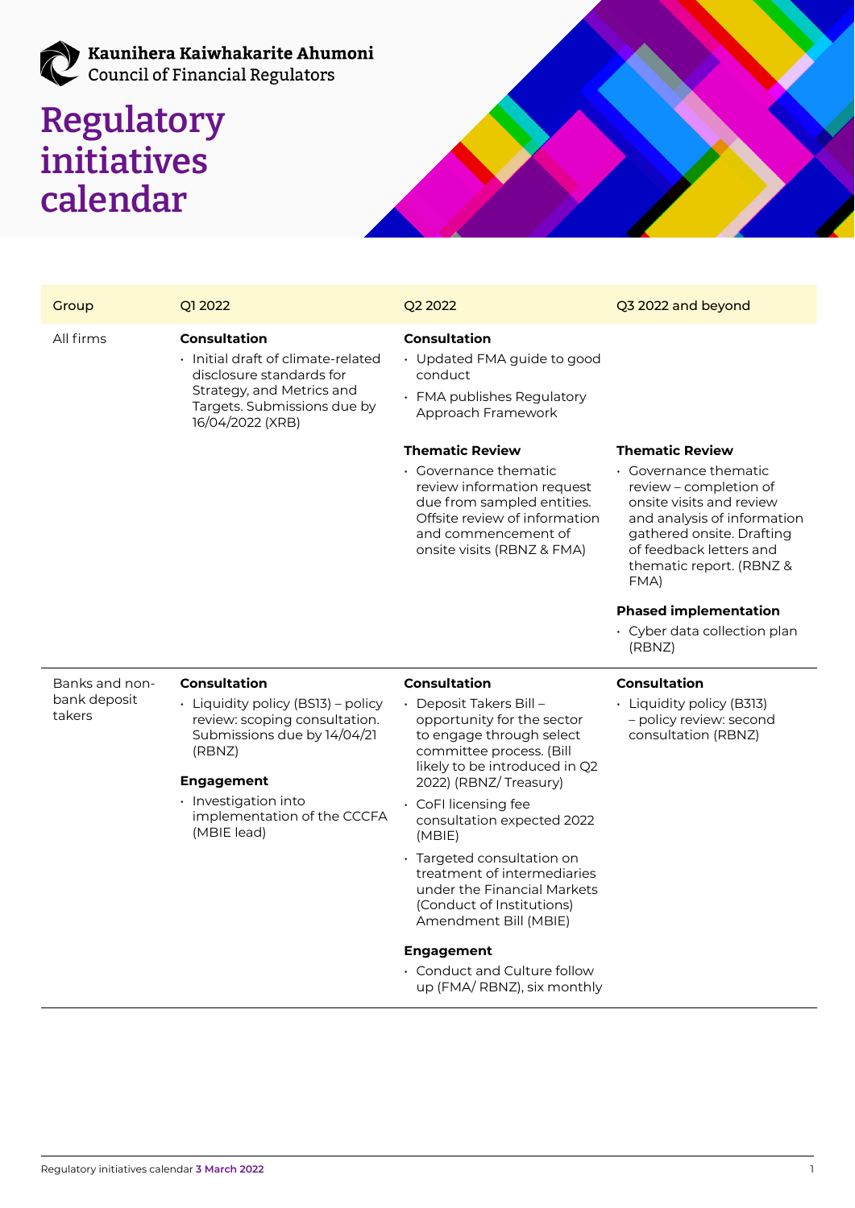Kaunihera Kaiwhakarite Ahumoni
Council of Financial Regulators

# Regulatory initiatives calendar

| Group | Q1 2022 | Q2 2022 | Q3 2022 and beyond |
|---|---|---|---|
| All firms | **Consultation**<br>• Initial draft of climate-related disclosure standards for Strategy, and Metrics and Targets. Submissions due by 16/04/2022 (XRB) | **Consultation**<br>• Updated FMA guide to good conduct<br>• FMA publishes Regulatory Approach Framework<br><br>**Thematic Review**<br>• Governance thematic review information request due from sampled entities. Offsite review of information and commencement of onsite visits (RBNZ & FMA) | **Thematic Review**<br>• Governance thematic review – completion of onsite visits and review and analysis of information gathered onsite. Drafting of feedback letters and thematic report. (RBNZ & FMA)<br><br>**Phased implementation**<br>• Cyber data collection plan (RBNZ) |
| Banks and non-bank deposit takers | **Consultation**<br>• Liquidity policy (BS13) – policy review: scoping consultation. Submissions due by 14/04/21 (RBNZ)<br><br>**Engagement**<br>• Investigation into implementation of the CCCFA (MBIE lead) | **Consultation**<br>• Deposit Takers Bill – opportunity for the sector to engage through select committee process. (Bill likely to be introduced in Q2 2022) (RBNZ/ Treasury)<br>• CoFI licensing fee consultation expected 2022 (MBIE)<br>• Targeted consultation on treatment of intermediaries under the Financial Markets (Conduct of Institutions) Amendment Bill (MBIE)<br><br>**Engagement**<br>• Conduct and Culture follow up (FMA/ RBNZ), six monthly | **Consultation**<br>• Liquidity policy (B313) – policy review: second consultation (RBNZ) |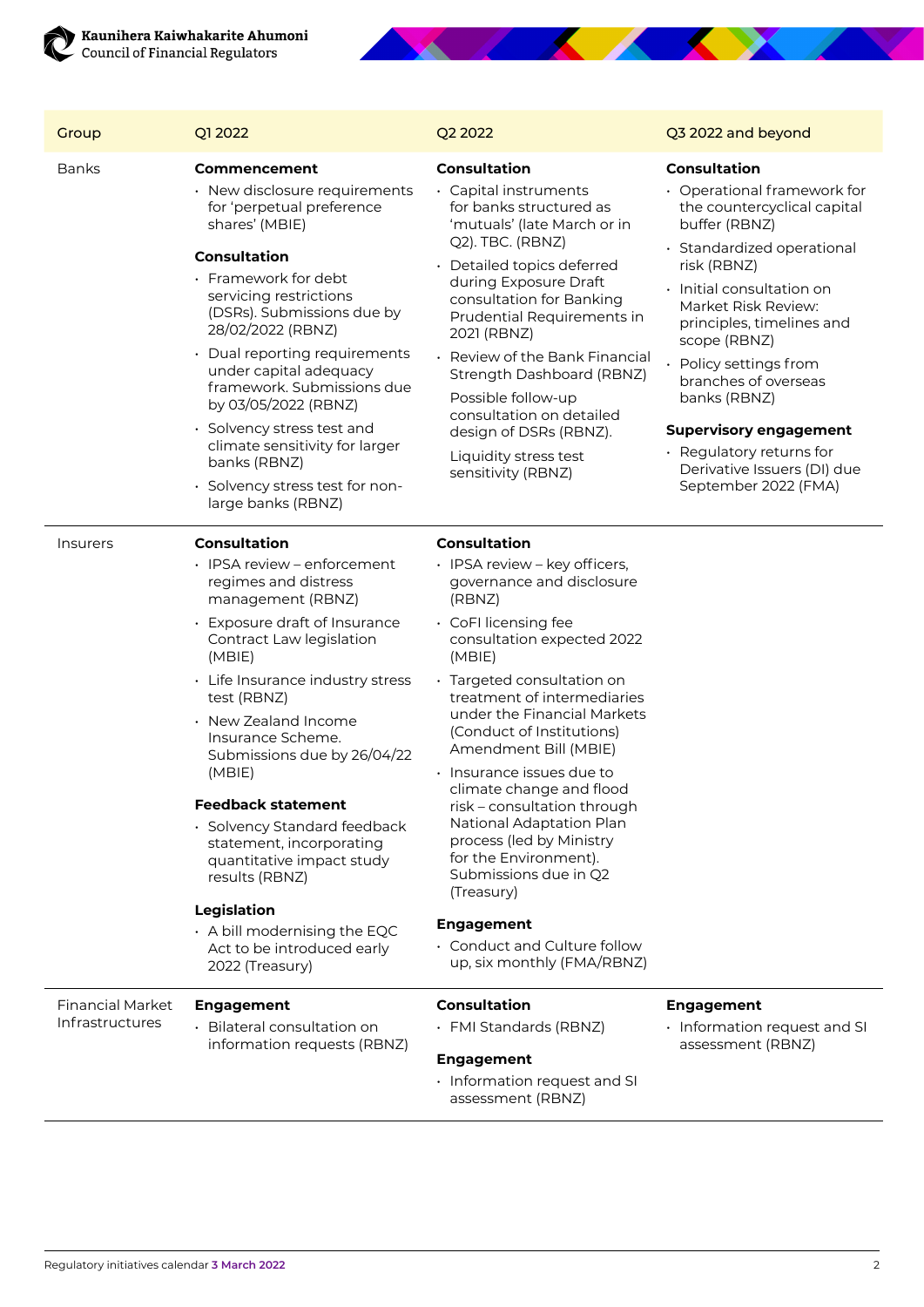| Group | Q1 2022 | Q2 2022 | Q3 2022 and beyond |
|---|---|---|---|
| Banks | **Commencement**<br>• New disclosure requirements for 'perpetual preference shares' (MBIE)<br>**Consultation**<br>• Framework for debt servicing restrictions (DSRs). Submissions due by 28/02/2022 (RBNZ)<br>• Dual reporting requirements under capital adequacy framework. Submissions due by 03/05/2022 (RBNZ)<br>• Solvency stress test and climate sensitivity for larger banks (RBNZ)<br>• Solvency stress test for non-large banks (RBNZ) | **Consultation**<br>• Capital instruments for banks structured as 'mutuals' (late March or in Q2). TBC. (RBNZ)<br>• Detailed topics deferred during Exposure Draft consultation for Banking Prudential Requirements in 2021 (RBNZ)<br>• Review of the Bank Financial Strength Dashboard (RBNZ)<br>Possible follow-up consultation on detailed design of DSRs (RBNZ).<br>Liquidity stress test sensitivity (RBNZ) | **Consultation**<br>• Operational framework for the countercyclical capital buffer (RBNZ)<br>• Standardized operational risk (RBNZ)<br>• Initial consultation on Market Risk Review: principles, timelines and scope (RBNZ)<br>• Policy settings from branches of overseas banks (RBNZ)<br>**Supervisory engagement**<br>• Regulatory returns for Derivative Issuers (DI) due September 2022 (FMA) |
| Insurers | **Consultation**<br>• IPSA review – enforcement regimes and distress management (RBNZ)<br>• Exposure draft of Insurance Contract Law legislation (MBIE)<br>• Life Insurance industry stress test (RBNZ)<br>• New Zealand Income Insurance Scheme. Submissions due by 26/04/22 (MBIE)<br>**Feedback statement**<br>• Solvency Standard feedback statement, incorporating quantitative impact study results (RBNZ)<br>**Legislation**<br>• A bill modernising the EQC Act to be introduced early 2022 (Treasury) | **Consultation**<br>• IPSA review – key officers, governance and disclosure (RBNZ)<br>• CoFI licensing fee consultation expected 2022 (MBIE)<br>• Targeted consultation on treatment of intermediaries under the Financial Markets (Conduct of Institutions) Amendment Bill (MBIE)<br>• Insurance issues due to climate change and flood risk – consultation through National Adaptation Plan process (led by Ministry for the Environment). Submissions due in Q2 (Treasury)<br>**Engagement**<br>• Conduct and Culture follow up, six monthly (FMA/RBNZ) | |
| Financial Market Infrastructures | **Engagement**<br>• Bilateral consultation on information requests (RBNZ) | **Consultation**<br>• FMI Standards (RBNZ)<br>**Engagement**<br>• Information request and SI assessment (RBNZ) | **Engagement**<br>• Information request and SI assessment (RBNZ) |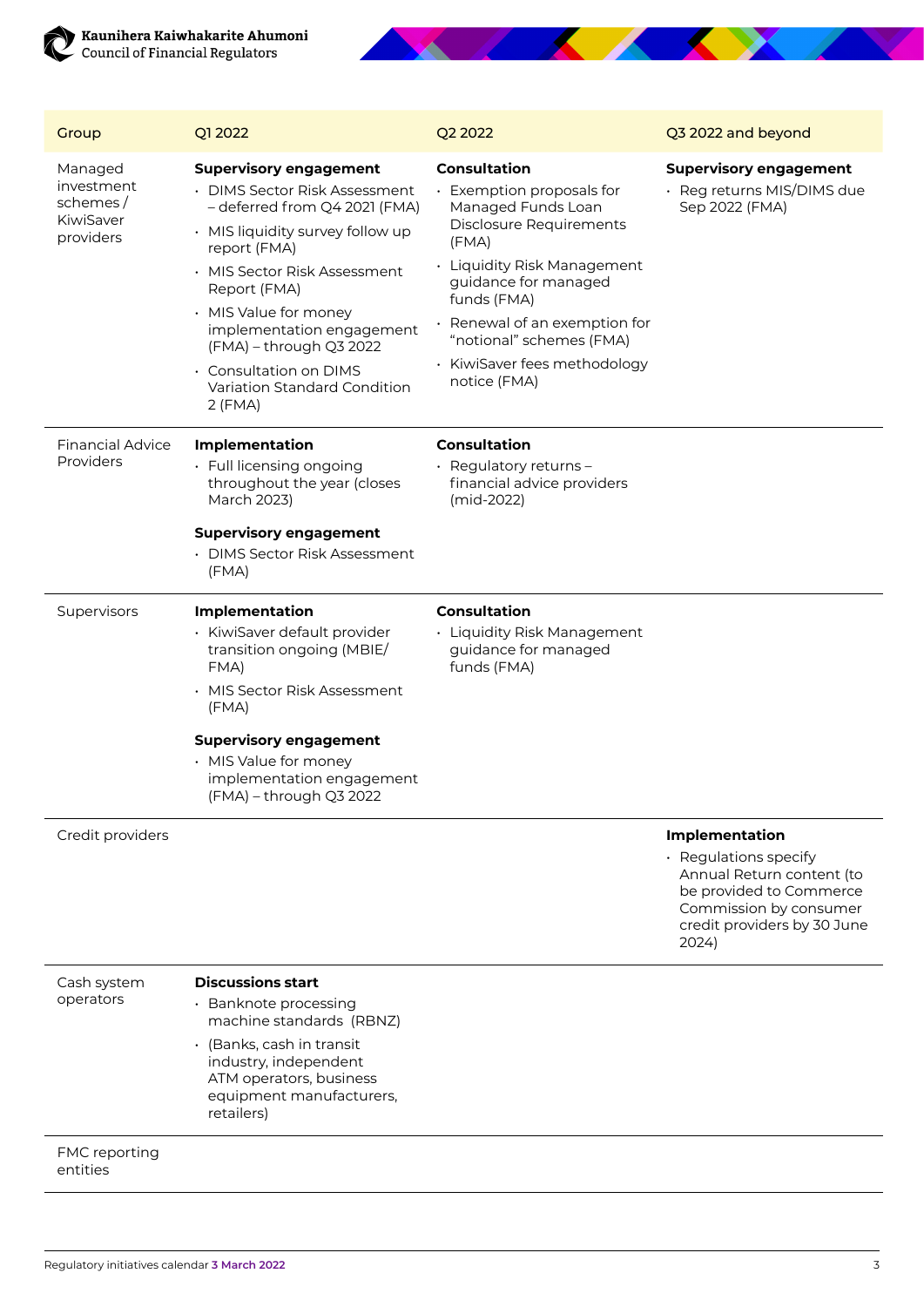| Group | Q1 2022 | Q2 2022 | Q3 2022 and beyond |
| --- | --- | --- | --- |
| Managed investment schemes / KiwiSaver providers | **Supervisory engagement**<br>• DIMS Sector Risk Assessment – deferred from Q4 2021 (FMA)<br>• MIS liquidity survey follow up report (FMA)<br>• MIS Sector Risk Assessment Report (FMA)<br>• MIS Value for money implementation engagement (FMA) – through Q3 2022<br>• Consultation on DIMS Variation Standard Condition 2 (FMA) | **Consultation**<br>• Exemption proposals for Managed Funds Loan Disclosure Requirements (FMA)<br>• Liquidity Risk Management guidance for managed funds (FMA)<br>• Renewal of an exemption for "notional" schemes (FMA)<br>• KiwiSaver fees methodology notice (FMA) | **Supervisory engagement**<br>• Reg returns MIS/DIMS due Sep 2022 (FMA) |
| Financial Advice Providers | **Implementation**<br>• Full licensing ongoing throughout the year (closes March 2023)<br><br>**Supervisory engagement**<br>• DIMS Sector Risk Assessment (FMA) | **Consultation**<br>• Regulatory returns – financial advice providers (mid-2022) | |
| Supervisors | **Implementation**<br>• KiwiSaver default provider transition ongoing (MBIE/FMA)<br>• MIS Sector Risk Assessment (FMA)<br><br>**Supervisory engagement**<br>• MIS Value for money implementation engagement (FMA) – through Q3 2022 | **Consultation**<br>• Liquidity Risk Management guidance for managed funds (FMA) | |
| Credit providers | | | **Implementation**<br>• Regulations specify Annual Return content (to be provided to Commerce Commission by consumer credit providers by 30 June 2024) |
| Cash system operators | **Discussions start**<br>• Banknote processing machine standards (RBNZ)<br>• (Banks, cash in transit industry, independent ATM operators, business equipment manufacturers, retailers) | | |
| FMC reporting entities | | | |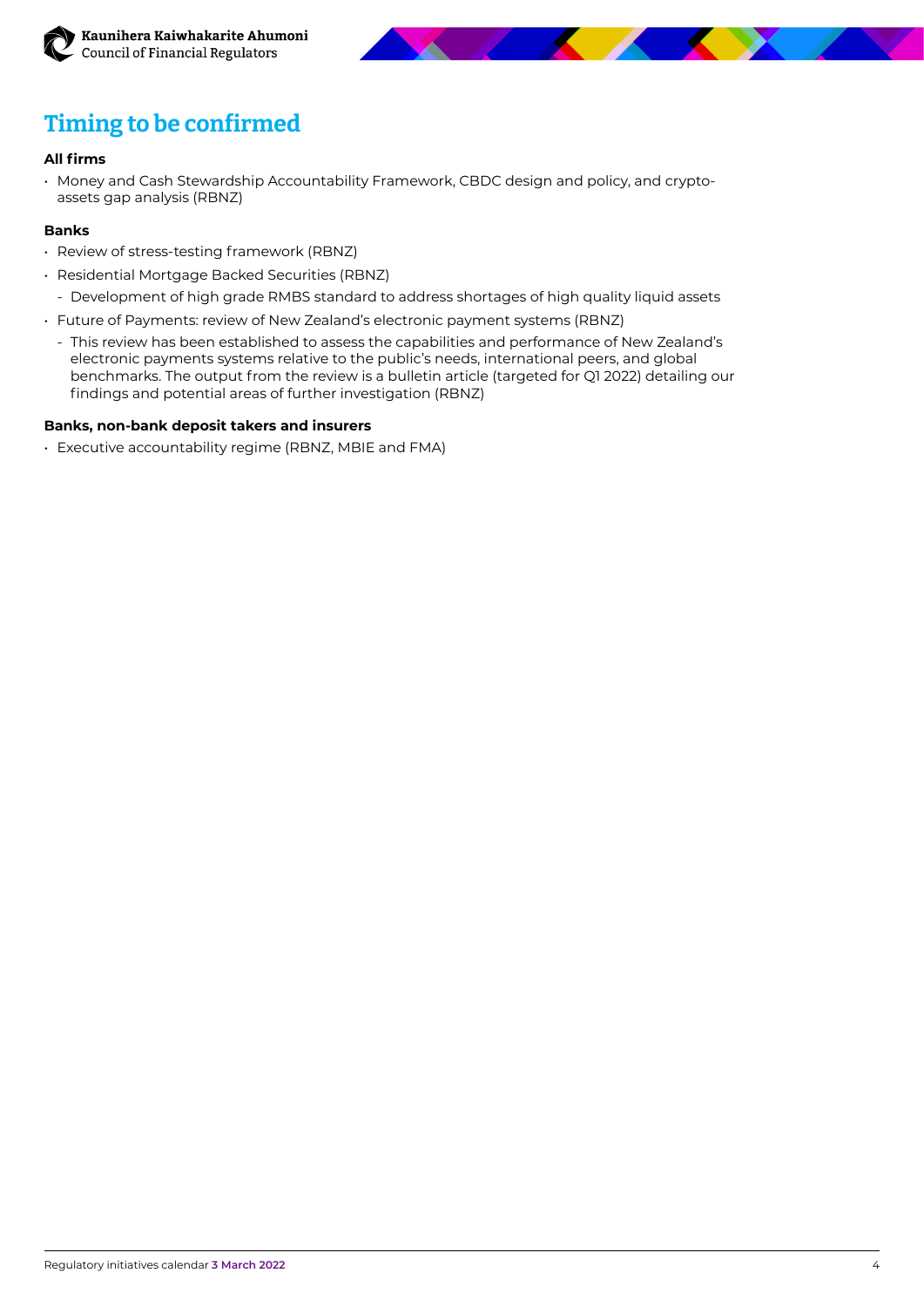# Timing to be confirmed

**All firms**

- Money and Cash Stewardship Accountability Framework, CBDC design and policy, and crypto-assets gap analysis (RBNZ)

**Banks**

- Review of stress-testing framework (RBNZ)
- Residential Mortgage Backed Securities (RBNZ)
  - Development of high grade RMBS standard to address shortages of high quality liquid assets
- Future of Payments: review of New Zealand's electronic payment systems (RBNZ)
  - This review has been established to assess the capabilities and performance of New Zealand's electronic payments systems relative to the public's needs, international peers, and global benchmarks. The output from the review is a bulletin article (targeted for Q1 2022) detailing our findings and potential areas of further investigation (RBNZ)

**Banks, non-bank deposit takers and insurers**

- Executive accountability regime (RBNZ, MBIE and FMA)